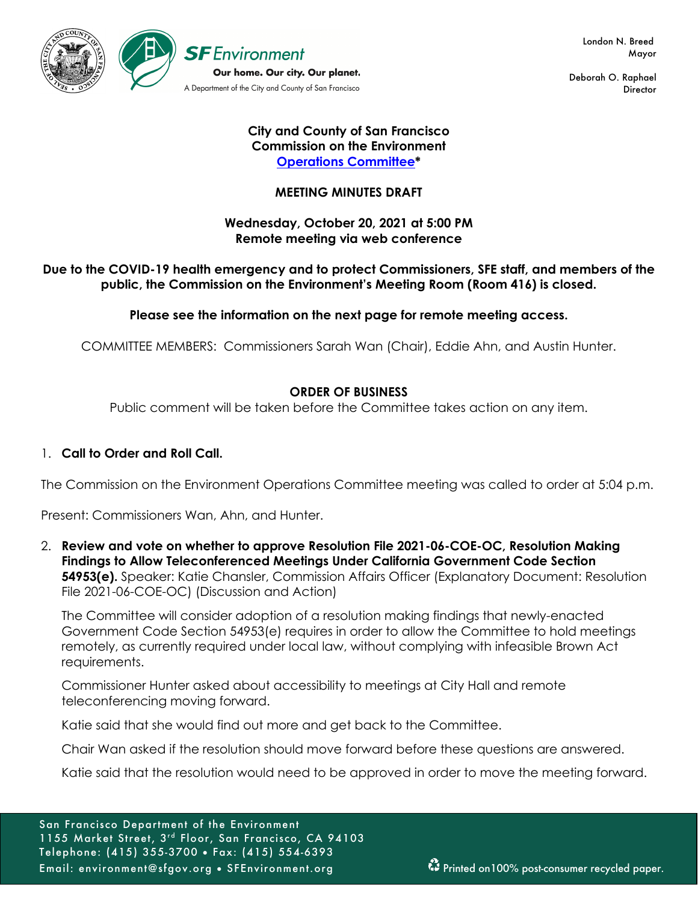London N. Breed
Mayor

Deborah O. Raphael
Director

SF Environment
Our home. Our city. Our planet.
A Department of the City and County of San Francisco

**City and County of San Francisco**
**Commission on the Environment**
**[Operations Committee](#)***

**MEETING MINUTES DRAFT**

**Wednesday, October 20, 2021 at 5:00 PM**
**Remote meeting via web conference**

**Due to the COVID-19 health emergency and to protect Commissioners, SFE staff, and members of the public, the Commission on the Environment's Meeting Room (Room 416) is closed.**

**Please see the information on the next page for remote meeting access.**

COMMITTEE MEMBERS: Commissioners Sarah Wan (Chair), Eddie Ahn, and Austin Hunter.

**ORDER OF BUSINESS**

Public comment will be taken before the Committee takes action on any item.

1. **Call to Order and Roll Call.**

The Commission on the Environment Operations Committee meeting was called to order at 5:04 p.m.

Present: Commissioners Wan, Ahn, and Hunter.

2. **Review and vote on whether to approve Resolution File 2021-06-COE-OC, Resolution Making Findings to Allow Teleconferenced Meetings Under California Government Code Section 54953(e).** Speaker: Katie Chansler, Commission Affairs Officer (Explanatory Document: Resolution File 2021-06-COE-OC) (Discussion and Action)

   The Committee will consider adoption of a resolution making findings that newly-enacted Government Code Section 54953(e) requires in order to allow the Committee to hold meetings remotely, as currently required under local law, without complying with infeasible Brown Act requirements.

   Commissioner Hunter asked about accessibility to meetings at City Hall and remote teleconferencing moving forward.

   Katie said that she would find out more and get back to the Committee.

   Chair Wan asked if the resolution should move forward before these questions are answered.

   Katie said that the resolution would need to be approved in order to move the meeting forward.

San Francisco Department of the Environment
1155 Market Street, 3rd Floor, San Francisco, CA 94103
Telephone: (415) 355-3700 • Fax: (415) 554-6393
Email: environment@sfgov.org • SFEnvironment.org

Printed on100% post-consumer recycled paper.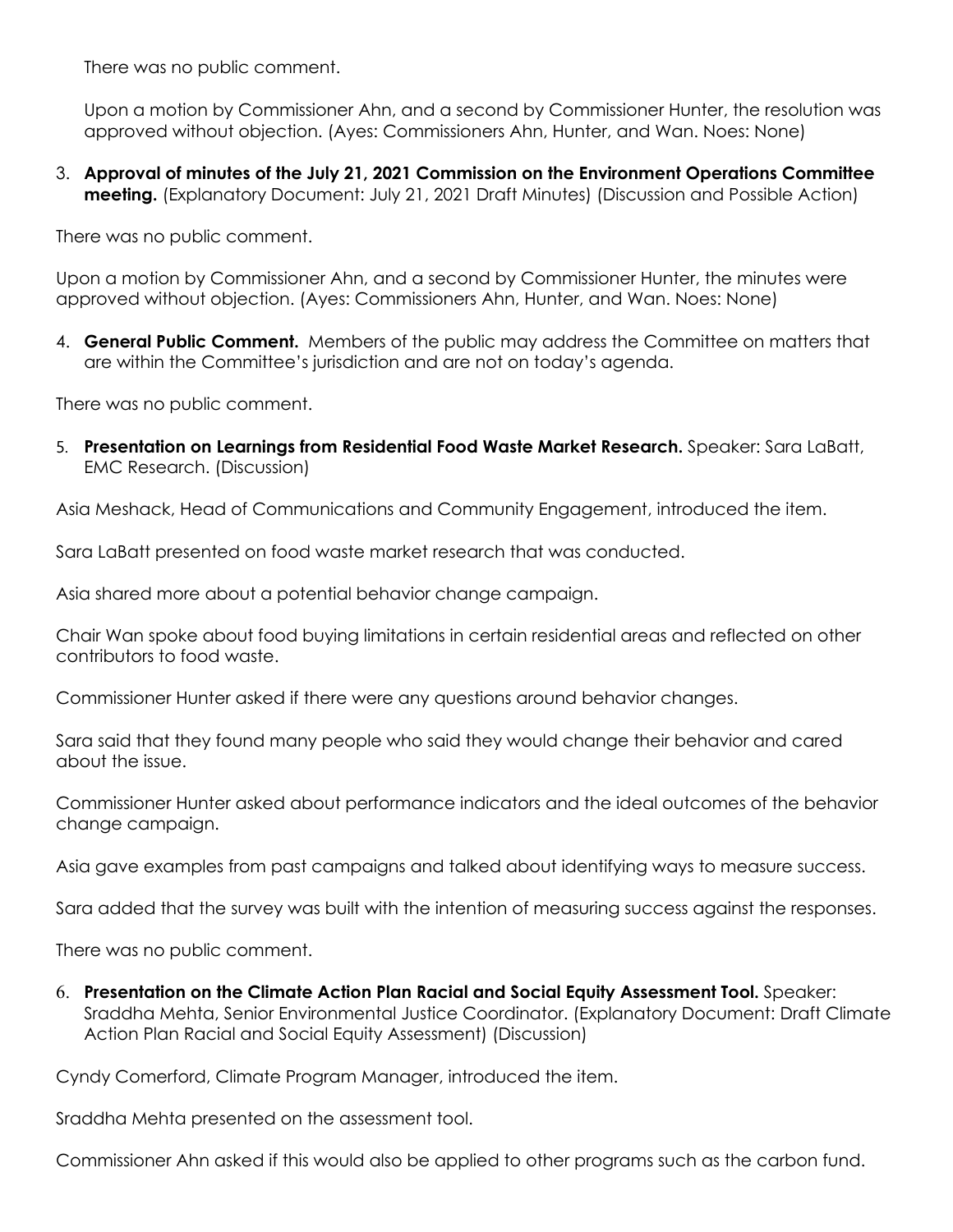There was no public comment.

Upon a motion by Commissioner Ahn, and a second by Commissioner Hunter, the resolution was approved without objection. (Ayes: Commissioners Ahn, Hunter, and Wan. Noes: None)

3. **Approval of minutes of the July 21, 2021 Commission on the Environment Operations Committee meeting.** (Explanatory Document: July 21, 2021 Draft Minutes) (Discussion and Possible Action)

There was no public comment.

Upon a motion by Commissioner Ahn, and a second by Commissioner Hunter, the minutes were approved without objection. (Ayes: Commissioners Ahn, Hunter, and Wan. Noes: None)

4. **General Public Comment.** Members of the public may address the Committee on matters that are within the Committee's jurisdiction and are not on today's agenda.

There was no public comment.

5. **Presentation on Learnings from Residential Food Waste Market Research.** Speaker: Sara LaBatt, EMC Research. (Discussion)

Asia Meshack, Head of Communications and Community Engagement, introduced the item.

Sara LaBatt presented on food waste market research that was conducted.

Asia shared more about a potential behavior change campaign.

Chair Wan spoke about food buying limitations in certain residential areas and reflected on other contributors to food waste.

Commissioner Hunter asked if there were any questions around behavior changes.

Sara said that they found many people who said they would change their behavior and cared about the issue.

Commissioner Hunter asked about performance indicators and the ideal outcomes of the behavior change campaign.

Asia gave examples from past campaigns and talked about identifying ways to measure success.

Sara added that the survey was built with the intention of measuring success against the responses.

There was no public comment.

6. **Presentation on the Climate Action Plan Racial and Social Equity Assessment Tool.** Speaker: Sraddha Mehta, Senior Environmental Justice Coordinator. (Explanatory Document: Draft Climate Action Plan Racial and Social Equity Assessment) (Discussion)

Cyndy Comerford, Climate Program Manager, introduced the item.

Sraddha Mehta presented on the assessment tool.

Commissioner Ahn asked if this would also be applied to other programs such as the carbon fund.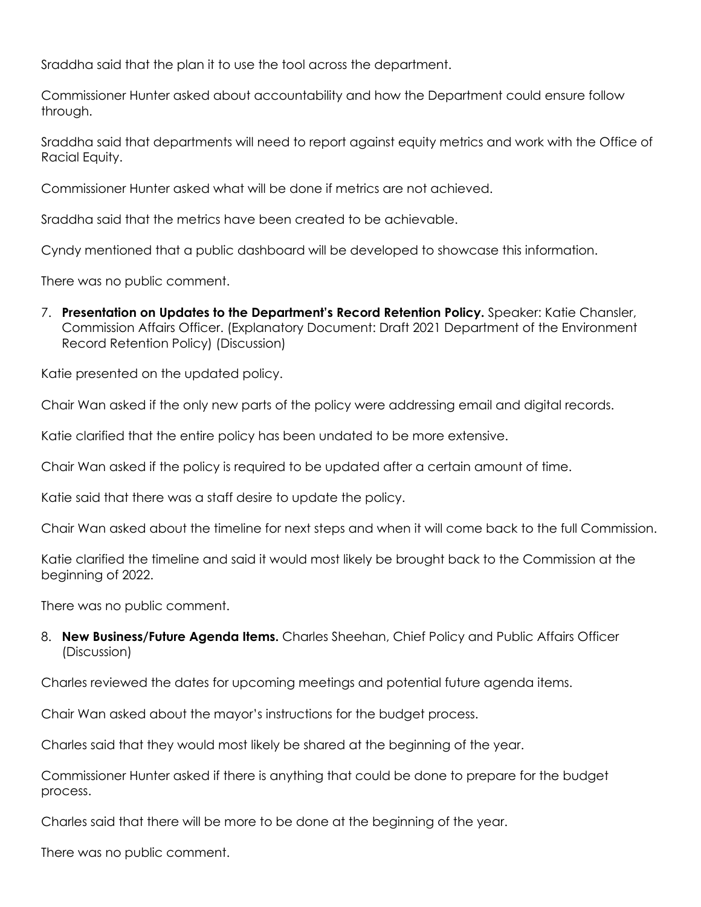Sraddha said that the plan it to use the tool across the department.

Commissioner Hunter asked about accountability and how the Department could ensure follow through.

Sraddha said that departments will need to report against equity metrics and work with the Office of Racial Equity.

Commissioner Hunter asked what will be done if metrics are not achieved.

Sraddha said that the metrics have been created to be achievable.

Cyndy mentioned that a public dashboard will be developed to showcase this information.

There was no public comment.

7. **Presentation on Updates to the Department's Record Retention Policy.** Speaker: Katie Chansler, Commission Affairs Officer. (Explanatory Document: Draft 2021 Department of the Environment Record Retention Policy) (Discussion)

Katie presented on the updated policy.

Chair Wan asked if the only new parts of the policy were addressing email and digital records.

Katie clarified that the entire policy has been undated to be more extensive.

Chair Wan asked if the policy is required to be updated after a certain amount of time.

Katie said that there was a staff desire to update the policy.

Chair Wan asked about the timeline for next steps and when it will come back to the full Commission.

Katie clarified the timeline and said it would most likely be brought back to the Commission at the beginning of 2022.

There was no public comment.

8. **New Business/Future Agenda Items.** Charles Sheehan, Chief Policy and Public Affairs Officer (Discussion)

Charles reviewed the dates for upcoming meetings and potential future agenda items.

Chair Wan asked about the mayor's instructions for the budget process.

Charles said that they would most likely be shared at the beginning of the year.

Commissioner Hunter asked if there is anything that could be done to prepare for the budget process.

Charles said that there will be more to be done at the beginning of the year.

There was no public comment.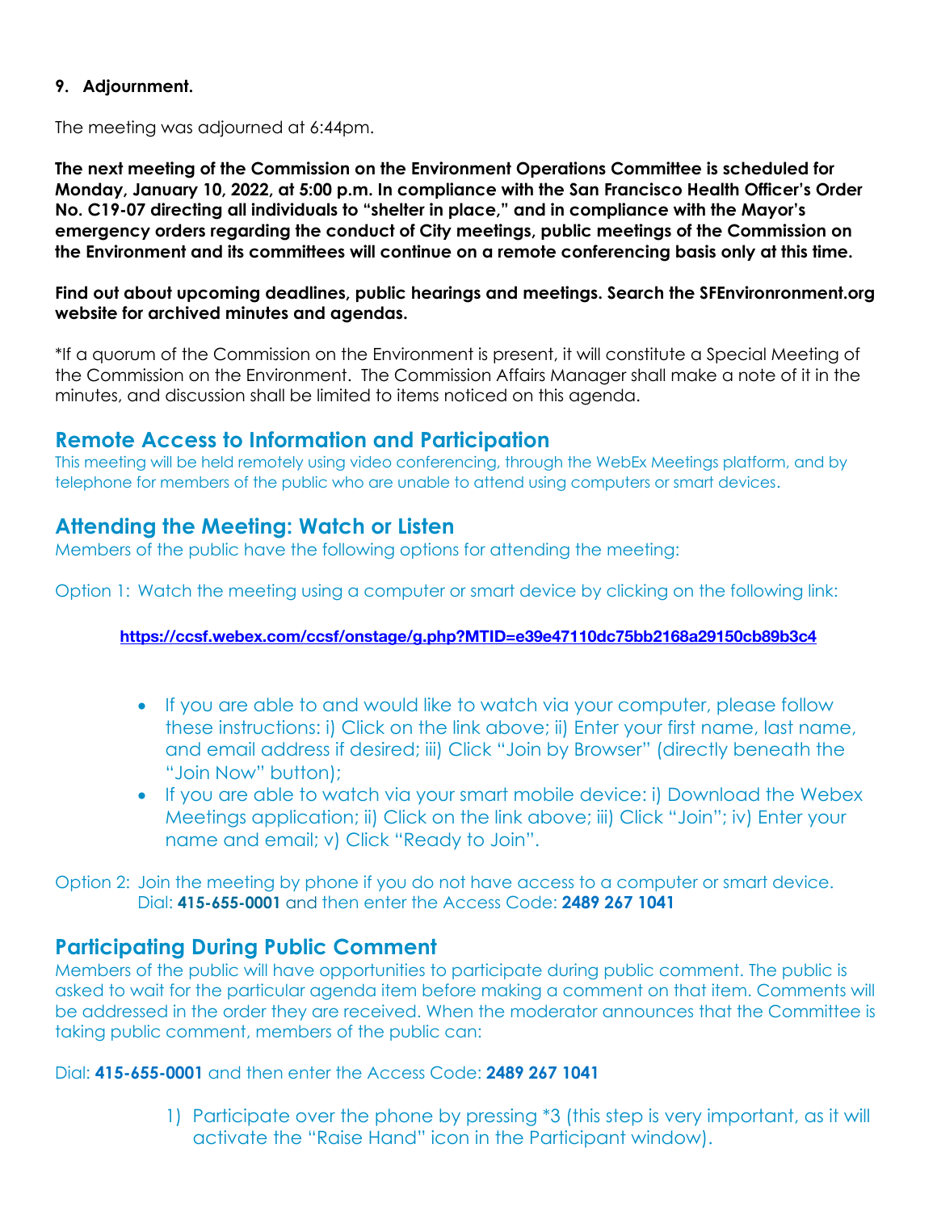**9. Adjournment.**

The meeting was adjourned at 6:44pm.

**The next meeting of the Commission on the Environment Operations Committee is scheduled for Monday, January 10, 2022, at 5:00 p.m. In compliance with the San Francisco Health Officer's Order No. C19-07 directing all individuals to "shelter in place," and in compliance with the Mayor's emergency orders regarding the conduct of City meetings, public meetings of the Commission on the Environment and its committees will continue on a remote conferencing basis only at this time.**

**Find out about upcoming deadlines, public hearings and meetings. Search the SFEnvironronment.org website for archived minutes and agendas.**

*If a quorum of the Commission on the Environment is present, it will constitute a Special Meeting of the Commission on the Environment. The Commission Affairs Manager shall make a note of it in the minutes, and discussion shall be limited to items noticed on this agenda.

## Remote Access to Information and Participation

This meeting will be held remotely using video conferencing, through the WebEx Meetings platform, and by telephone for members of the public who are unable to attend using computers or smart devices.

## Attending the Meeting: Watch or Listen

Members of the public have the following options for attending the meeting:

Option 1: Watch the meeting using a computer or smart device by clicking on the following link:

**https://ccsf.webex.com/ccsf/onstage/g.php?MTID=e39e47110dc75bb2168a29150cb89b3c4**

- If you are able to and would like to watch via your computer, please follow these instructions: i) Click on the link above; ii) Enter your first name, last name, and email address if desired; iii) Click "Join by Browser" (directly beneath the "Join Now" button);
- If you are able to watch via your smart mobile device: i) Download the Webex Meetings application; ii) Click on the link above; iii) Click "Join"; iv) Enter your name and email; v) Click "Ready to Join".

Option 2: Join the meeting by phone if you do not have access to a computer or smart device. Dial: **415-655-0001** and then enter the Access Code: **2489 267 1041**

## Participating During Public Comment

Members of the public will have opportunities to participate during public comment. The public is asked to wait for the particular agenda item before making a comment on that item. Comments will be addressed in the order they are received. When the moderator announces that the Committee is taking public comment, members of the public can:

Dial: **415-655-0001** and then enter the Access Code: **2489 267 1041**

1) Participate over the phone by pressing *3 (this step is very important, as it will activate the "Raise Hand" icon in the Participant window).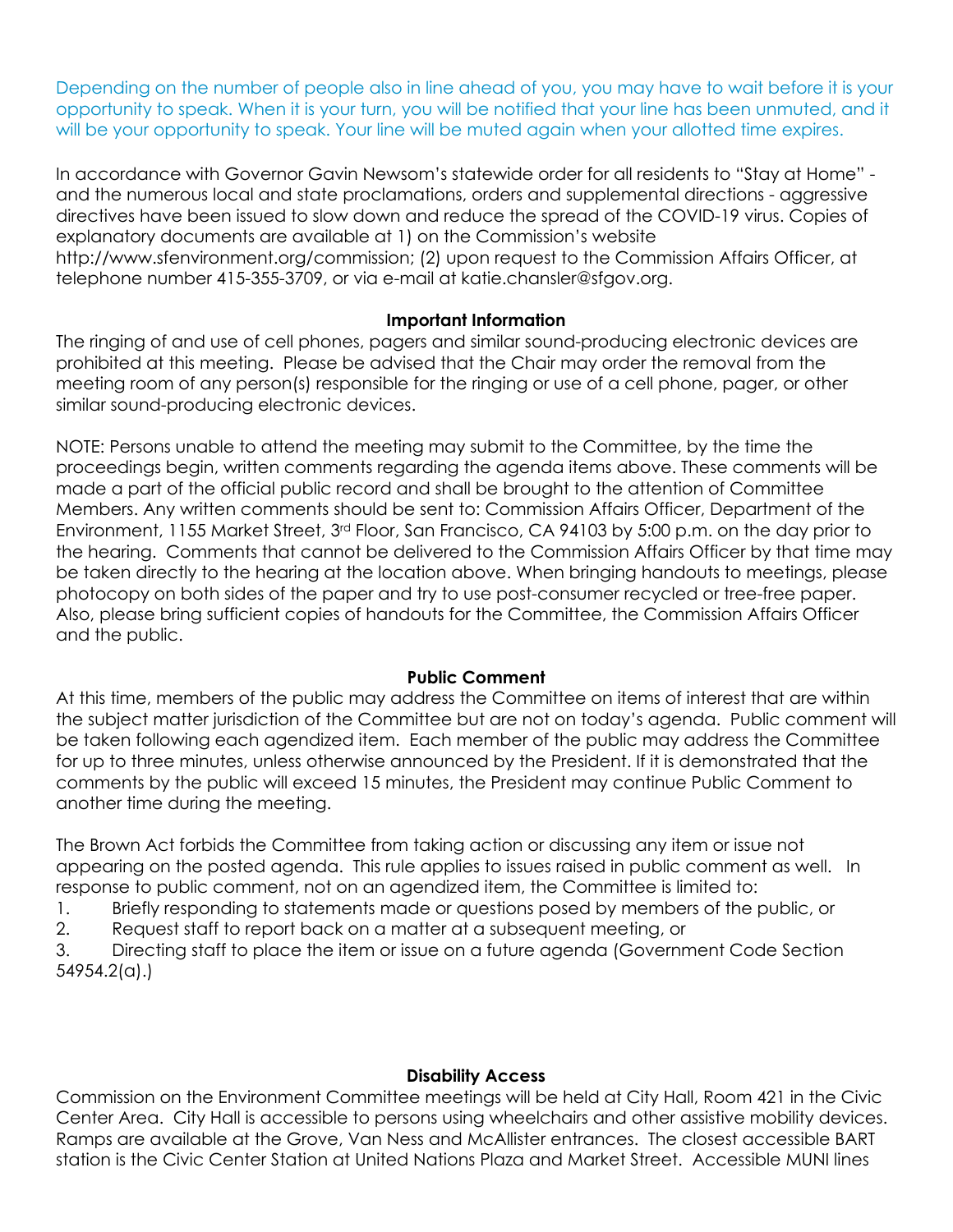Depending on the number of people also in line ahead of you, you may have to wait before it is your opportunity to speak. When it is your turn, you will be notified that your line has been unmuted, and it will be your opportunity to speak. Your line will be muted again when your allotted time expires.

In accordance with Governor Gavin Newsom's statewide order for all residents to "Stay at Home" - and the numerous local and state proclamations, orders and supplemental directions - aggressive directives have been issued to slow down and reduce the spread of the COVID-19 virus. Copies of explanatory documents are available at 1) on the Commission's website http://www.sfenvironment.org/commission; (2) upon request to the Commission Affairs Officer, at telephone number 415-355-3709, or via e-mail at katie.chansler@sfgov.org.

**Important Information**

The ringing of and use of cell phones, pagers and similar sound-producing electronic devices are prohibited at this meeting. Please be advised that the Chair may order the removal from the meeting room of any person(s) responsible for the ringing or use of a cell phone, pager, or other similar sound-producing electronic devices.

NOTE: Persons unable to attend the meeting may submit to the Committee, by the time the proceedings begin, written comments regarding the agenda items above. These comments will be made a part of the official public record and shall be brought to the attention of Committee Members. Any written comments should be sent to: Commission Affairs Officer, Department of the Environment, 1155 Market Street, 3rd Floor, San Francisco, CA 94103 by 5:00 p.m. on the day prior to the hearing. Comments that cannot be delivered to the Commission Affairs Officer by that time may be taken directly to the hearing at the location above. When bringing handouts to meetings, please photocopy on both sides of the paper and try to use post-consumer recycled or tree-free paper. Also, please bring sufficient copies of handouts for the Committee, the Commission Affairs Officer and the public.

**Public Comment**

At this time, members of the public may address the Committee on items of interest that are within the subject matter jurisdiction of the Committee but are not on today's agenda. Public comment will be taken following each agendized item. Each member of the public may address the Committee for up to three minutes, unless otherwise announced by the President. If it is demonstrated that the comments by the public will exceed 15 minutes, the President may continue Public Comment to another time during the meeting.

The Brown Act forbids the Committee from taking action or discussing any item or issue not appearing on the posted agenda. This rule applies to issues raised in public comment as well. In response to public comment, not on an agendized item, the Committee is limited to:

1. Briefly responding to statements made or questions posed by members of the public, or
2. Request staff to report back on a matter at a subsequent meeting, or
3. Directing staff to place the item or issue on a future agenda (Government Code Section 54954.2(a).)

**Disability Access**

Commission on the Environment Committee meetings will be held at City Hall, Room 421 in the Civic Center Area. City Hall is accessible to persons using wheelchairs and other assistive mobility devices. Ramps are available at the Grove, Van Ness and McAllister entrances. The closest accessible BART station is the Civic Center Station at United Nations Plaza and Market Street. Accessible MUNI lines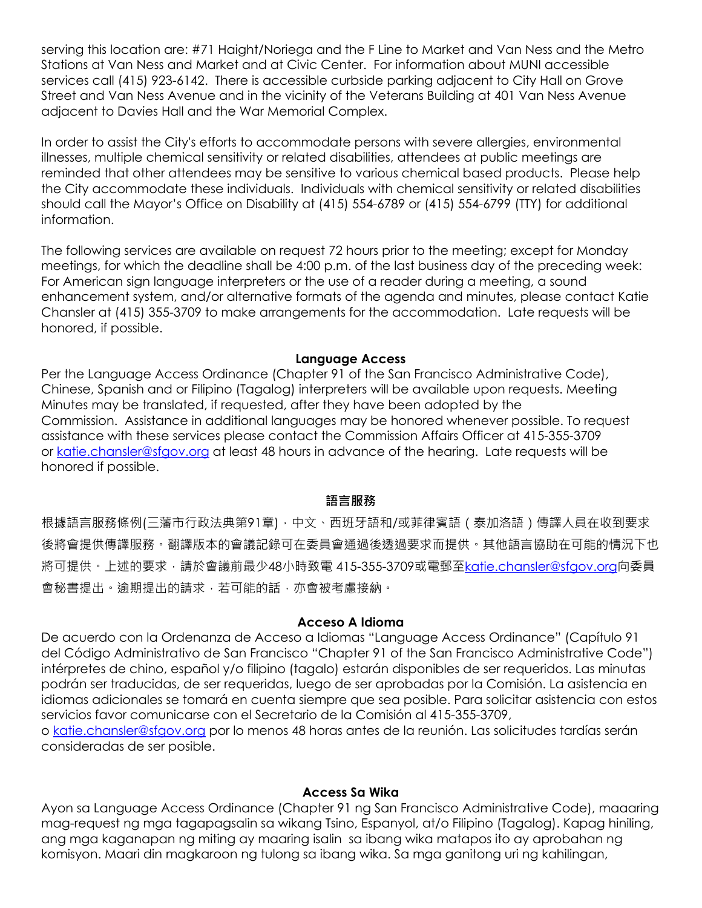serving this location are: #71 Haight/Noriega and the F Line to Market and Van Ness and the Metro Stations at Van Ness and Market and at Civic Center. For information about MUNI accessible services call (415) 923-6142. There is accessible curbside parking adjacent to City Hall on Grove Street and Van Ness Avenue and in the vicinity of the Veterans Building at 401 Van Ness Avenue adjacent to Davies Hall and the War Memorial Complex.

In order to assist the City's efforts to accommodate persons with severe allergies, environmental illnesses, multiple chemical sensitivity or related disabilities, attendees at public meetings are reminded that other attendees may be sensitive to various chemical based products. Please help the City accommodate these individuals. Individuals with chemical sensitivity or related disabilities should call the Mayor's Office on Disability at (415) 554-6789 or (415) 554-6799 (TTY) for additional information.

The following services are available on request 72 hours prior to the meeting; except for Monday meetings, for which the deadline shall be 4:00 p.m. of the last business day of the preceding week: For American sign language interpreters or the use of a reader during a meeting, a sound enhancement system, and/or alternative formats of the agenda and minutes, please contact Katie Chansler at (415) 355-3709 to make arrangements for the accommodation. Late requests will be honored, if possible.

**Language Access**

Per the Language Access Ordinance (Chapter 91 of the San Francisco Administrative Code), Chinese, Spanish and or Filipino (Tagalog) interpreters will be available upon requests. Meeting Minutes may be translated, if requested, after they have been adopted by the Commission. Assistance in additional languages may be honored whenever possible. To request assistance with these services please contact the Commission Affairs Officer at 415-355-3709 or katie.chansler@sfgov.org at least 48 hours in advance of the hearing. Late requests will be honored if possible.

**語言服務**

根據語言服務條例(三藩市行政法典第91章)，中文、西班牙語和/或菲律賓語（泰加洛語）傳譯人員在收到要求後將會提供傳譯服務。翻譯版本的會議記錄可在委員會通過後透過要求而提供。其他語言協助在可能的情況下也將可提供。上述的要求，請於會議前最少48小時致電 415-355-3709或電郵至katie.chansler@sfgov.org向委員會秘書提出。逾期提出的請求，若可能的話，亦會被考慮接納。

**Acceso A Idioma**

De acuerdo con la Ordenanza de Acceso a Idiomas "Language Access Ordinance" (Capítulo 91 del Código Administrativo de San Francisco "Chapter 91 of the San Francisco Administrative Code") intérpretes de chino, español y/o filipino (tagalo) estarán disponibles de ser requeridos. Las minutas podrán ser traducidas, de ser requeridas, luego de ser aprobadas por la Comisión. La asistencia en idiomas adicionales se tomará en cuenta siempre que sea posible. Para solicitar asistencia con estos servicios favor comunicarse con el Secretario de la Comisión al 415-355-3709, o katie.chansler@sfgov.org por lo menos 48 horas antes de la reunión. Las solicitudes tardías serán consideradas de ser posible.

**Access Sa Wika**

Ayon sa Language Access Ordinance (Chapter 91 ng San Francisco Administrative Code), maaaring mag-request ng mga tagapagsalin sa wikang Tsino, Espanyol, at/o Filipino (Tagalog). Kapag hiniling, ang mga kaganapan ng miting ay maaring isalin sa ibang wika matapos ito ay aprobahan ng komisyon. Maari din magkaroon ng tulong sa ibang wika. Sa mga ganitong uri ng kahilingan,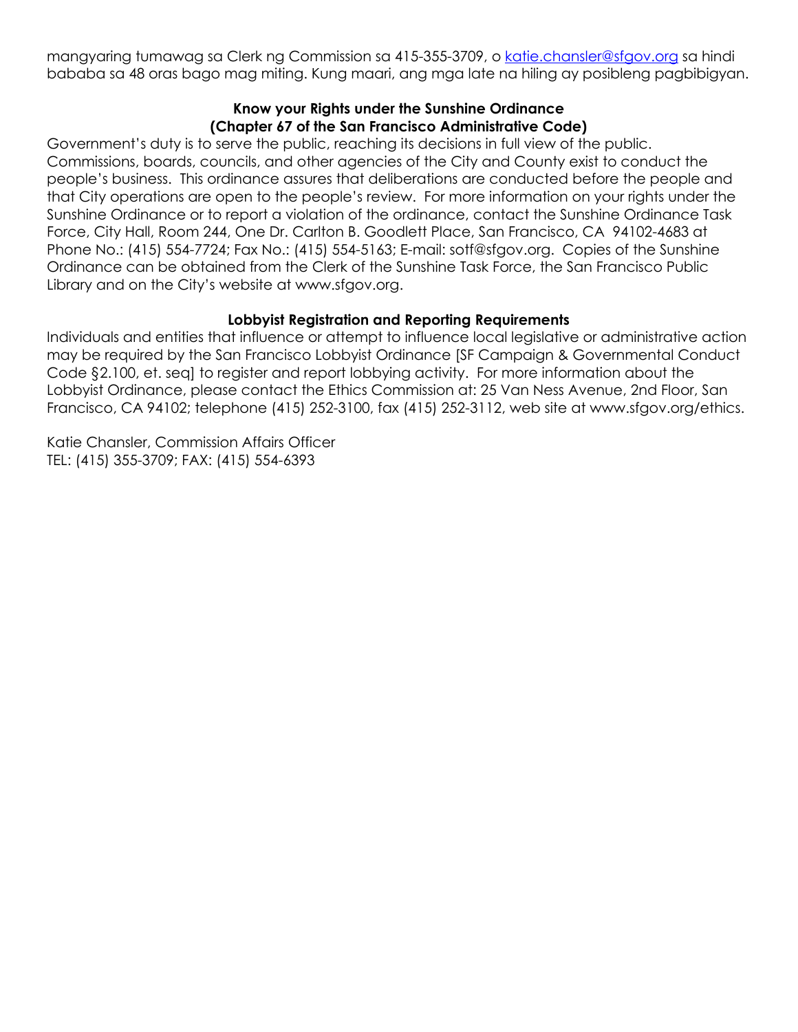mangyaring tumawag sa Clerk ng Commission sa 415-355-3709, o katie.chansler@sfgov.org sa hindi bababa sa 48 oras bago mag miting. Kung maari, ang mga late na hiling ay posibleng pagbibigyan.

**Know your Rights under the Sunshine Ordinance (Chapter 67 of the San Francisco Administrative Code)**

Government's duty is to serve the public, reaching its decisions in full view of the public. Commissions, boards, councils, and other agencies of the City and County exist to conduct the people's business. This ordinance assures that deliberations are conducted before the people and that City operations are open to the people's review. For more information on your rights under the Sunshine Ordinance or to report a violation of the ordinance, contact the Sunshine Ordinance Task Force, City Hall, Room 244, One Dr. Carlton B. Goodlett Place, San Francisco, CA 94102-4683 at Phone No.: (415) 554-7724; Fax No.: (415) 554-5163; E-mail: sotf@sfgov.org. Copies of the Sunshine Ordinance can be obtained from the Clerk of the Sunshine Task Force, the San Francisco Public Library and on the City's website at www.sfgov.org.

**Lobbyist Registration and Reporting Requirements**

Individuals and entities that influence or attempt to influence local legislative or administrative action may be required by the San Francisco Lobbyist Ordinance [SF Campaign & Governmental Conduct Code §2.100, et. seq] to register and report lobbying activity. For more information about the Lobbyist Ordinance, please contact the Ethics Commission at: 25 Van Ness Avenue, 2nd Floor, San Francisco, CA 94102; telephone (415) 252-3100, fax (415) 252-3112, web site at www.sfgov.org/ethics.

Katie Chansler, Commission Affairs Officer
TEL: (415) 355-3709; FAX: (415) 554-6393